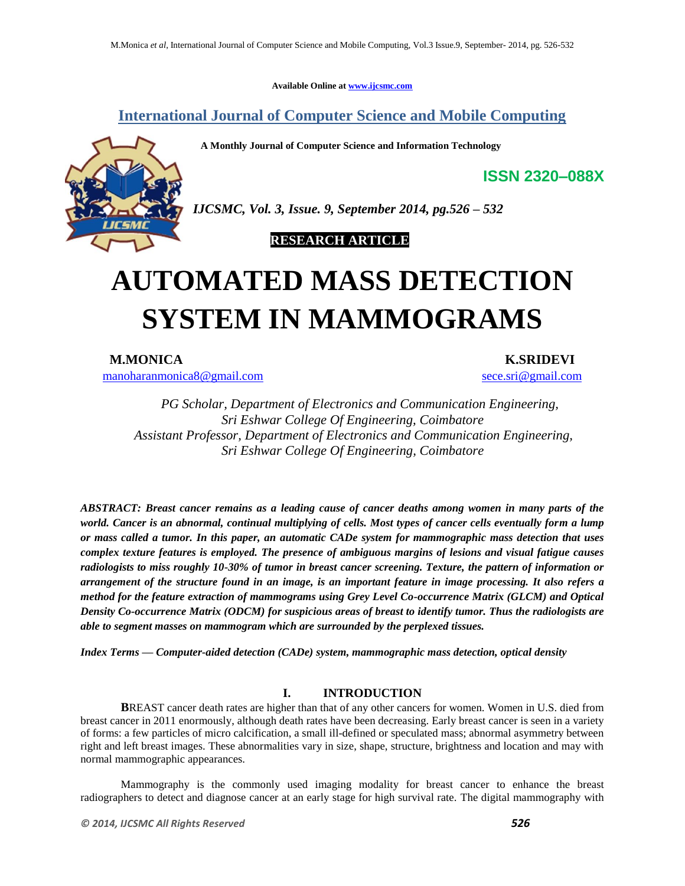Available Online at www.ijcsmc.com

# International Journal of Computer Science and Mobile Computing

**A Monthly Journal of Computer Science and Information Technology**

**ISSN 2320–088X**

*IJCSMC, Vol. 3, Issue. 9, September 2014, pg.526 – 532*

**RESEARCH ARTICLE**

# AUTOMATED MASS DETECTION SYSTEM IN MAMMOGRAMS

**M.MONICA**
manoharanmonica8@gmail.com

**K.SRIDEVI**
sece.sri@gmail.com

*PG Scholar, Department of Electronics and Communication Engineering, Sri Eshwar College Of Engineering, Coimbatore*
*Assistant Professor, Department of Electronics and Communication Engineering, Sri Eshwar College Of Engineering, Coimbatore*

***ABSTRACT: Breast cancer remains as a leading cause of cancer deaths among women in many parts of the world. Cancer is an abnormal, continual multiplying of cells. Most types of cancer cells eventually form a lump or mass called a tumor. In this paper, an automatic CADe system for mammographic mass detection that uses complex texture features is employed. The presence of ambiguous margins of lesions and visual fatigue causes radiologists to miss roughly 10-30% of tumor in breast cancer screening. Texture, the pattern of information or arrangement of the structure found in an image, is an important feature in image processing. It also refers a method for the feature extraction of mammograms using Grey Level Co-occurrence Matrix (GLCM) and Optical Density Co-occurrence Matrix (ODCM) for suspicious areas of breast to identify tumor. Thus the radiologists are able to segment masses on mammogram which are surrounded by the perplexed tissues.***

***Index Terms — Computer-aided detection (CADe) system, mammographic mass detection, optical density***

## I. INTRODUCTION

**B**REAST cancer death rates are higher than that of any other cancers for women. Women in U.S. died from breast cancer in 2011 enormously, although death rates have been decreasing. Early breast cancer is seen in a variety of forms: a few particles of micro calcification, a small ill-defined or speculated mass; abnormal asymmetry between right and left breast images. These abnormalities vary in size, shape, structure, brightness and location and may with normal mammographic appearances.

Mammography is the commonly used imaging modality for breast cancer to enhance the breast radiographers to detect and diagnose cancer at an early stage for high survival rate. The digital mammography with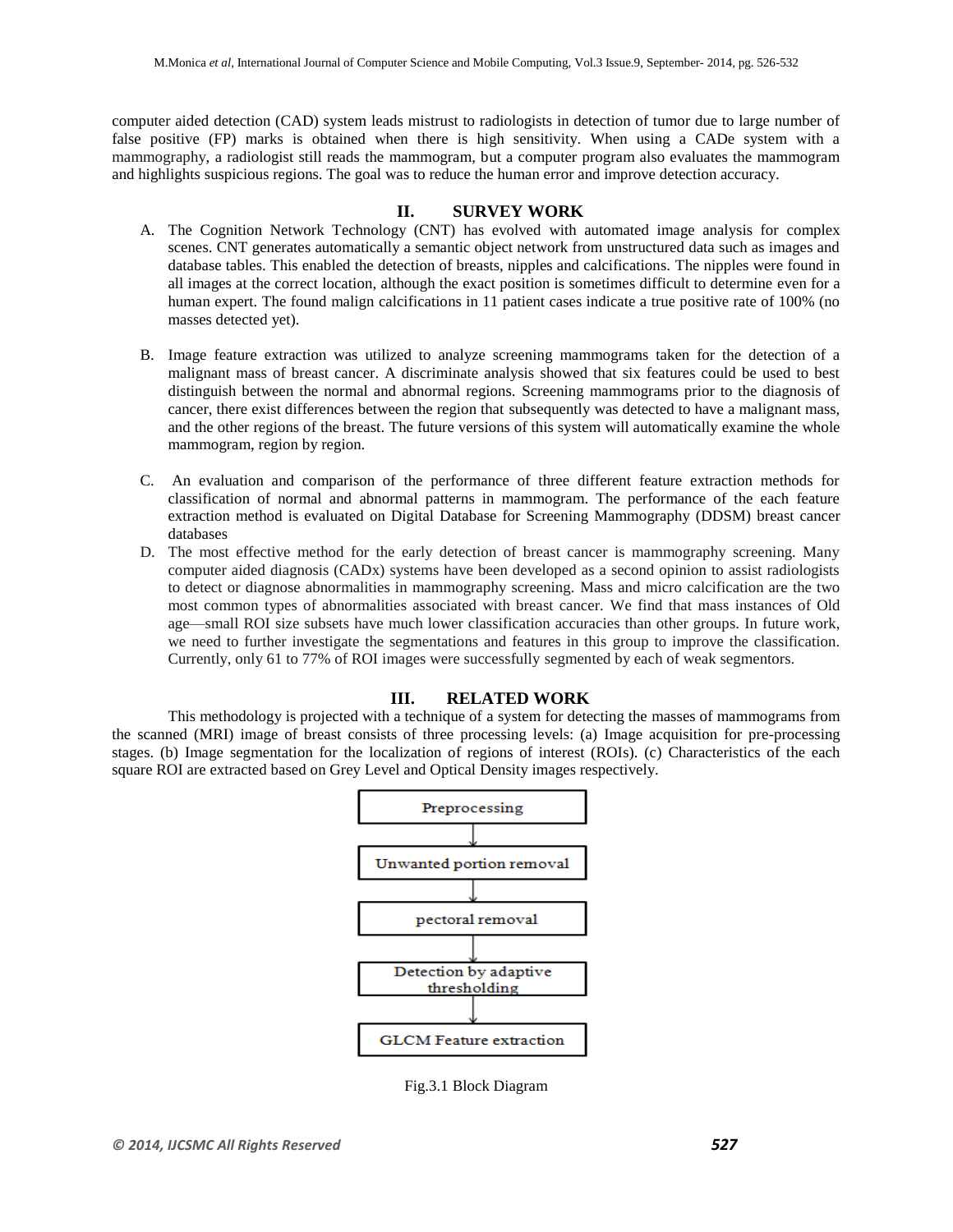computer aided detection (CAD) system leads mistrust to radiologists in detection of tumor due to large number of false positive (FP) marks is obtained when there is high sensitivity. When using a CADe system with a mammography, a radiologist still reads the mammogram, but a computer program also evaluates the mammogram and highlights suspicious regions. The goal was to reduce the human error and improve detection accuracy.

## II. SURVEY WORK

A. The Cognition Network Technology (CNT) has evolved with automated image analysis for complex scenes. CNT generates automatically a semantic object network from unstructured data such as images and database tables. This enabled the detection of breasts, nipples and calcifications. The nipples were found in all images at the correct location, although the exact position is sometimes difficult to determine even for a human expert. The found malign calcifications in 11 patient cases indicate a true positive rate of 100% (no masses detected yet).

B. Image feature extraction was utilized to analyze screening mammograms taken for the detection of a malignant mass of breast cancer. A discriminate analysis showed that six features could be used to best distinguish between the normal and abnormal regions. Screening mammograms prior to the diagnosis of cancer, there exist differences between the region that subsequently was detected to have a malignant mass, and the other regions of the breast. The future versions of this system will automatically examine the whole mammogram, region by region.

C. An evaluation and comparison of the performance of three different feature extraction methods for classification of normal and abnormal patterns in mammogram. The performance of the each feature extraction method is evaluated on Digital Database for Screening Mammography (DDSM) breast cancer databases

D. The most effective method for the early detection of breast cancer is mammography screening. Many computer aided diagnosis (CADx) systems have been developed as a second opinion to assist radiologists to detect or diagnose abnormalities in mammography screening. Mass and micro calcification are the two most common types of abnormalities associated with breast cancer. We find that mass instances of Old age—small ROI size subsets have much lower classification accuracies than other groups. In future work, we need to further investigate the segmentations and features in this group to improve the classification. Currently, only 61 to 77% of ROI images were successfully segmented by each of weak segmentors.

## III. RELATED WORK

This methodology is projected with a technique of a system for detecting the masses of mammograms from the scanned (MRI) image of breast consists of three processing levels: (a) Image acquisition for pre-processing stages. (b) Image segmentation for the localization of regions of interest (ROIs). (c) Characteristics of the each square ROI are extracted based on Grey Level and Optical Density images respectively.

Preprocessing → Unwanted portion removal → pectoral removal → Detection by adaptive thresholding → GLCM Feature extraction

Fig.3.1 Block Diagram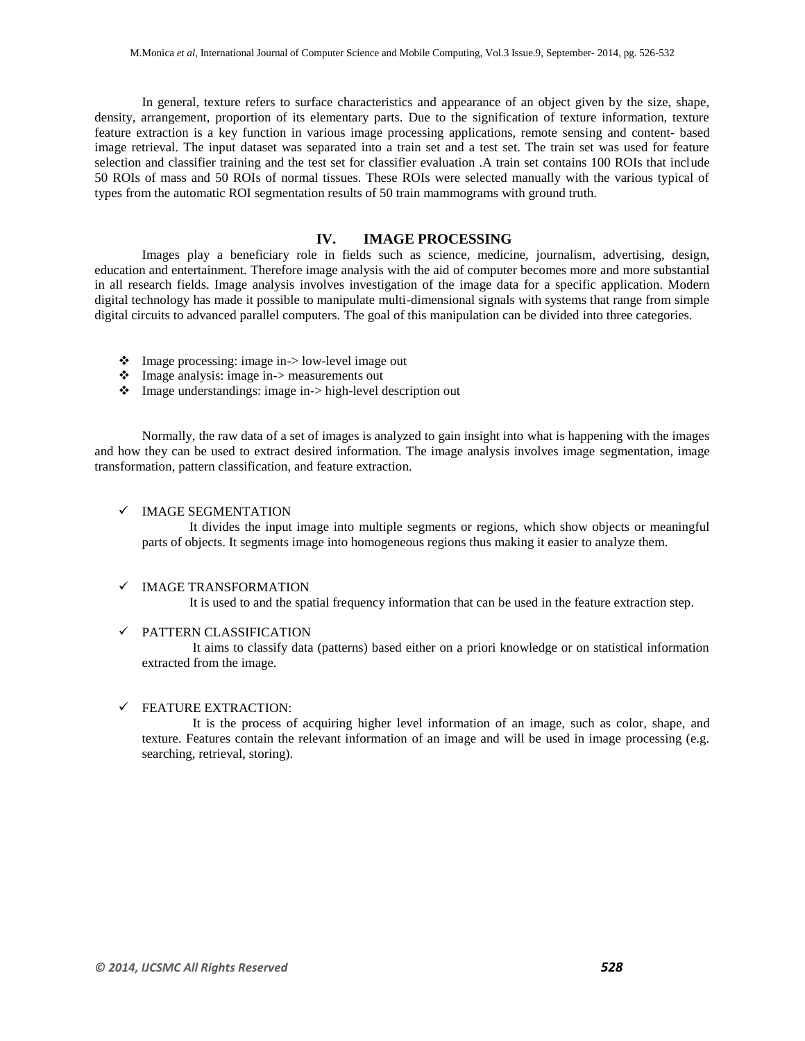In general, texture refers to surface characteristics and appearance of an object given by the size, shape, density, arrangement, proportion of its elementary parts. Due to the signification of texture information, texture feature extraction is a key function in various image processing applications, remote sensing and content- based image retrieval. The input dataset was separated into a train set and a test set. The train set was used for feature selection and classifier training and the test set for classifier evaluation .A train set contains 100 ROIs that include 50 ROIs of mass and 50 ROIs of normal tissues. These ROIs were selected manually with the various typical of types from the automatic ROI segmentation results of 50 train mammograms with ground truth.

## IV. IMAGE PROCESSING

Images play a beneficiary role in fields such as science, medicine, journalism, advertising, design, education and entertainment. Therefore image analysis with the aid of computer becomes more and more substantial in all research fields. Image analysis involves investigation of the image data for a specific application. Modern digital technology has made it possible to manipulate multi-dimensional signals with systems that range from simple digital circuits to advanced parallel computers. The goal of this manipulation can be divided into three categories.

- Image processing: image in-> low-level image out
- Image analysis: image in-> measurements out
- Image understandings: image in-> high-level description out

Normally, the raw data of a set of images is analyzed to gain insight into what is happening with the images and how they can be used to extract desired information. The image analysis involves image segmentation, image transformation, pattern classification, and feature extraction.

- IMAGE SEGMENTATION

  It divides the input image into multiple segments or regions, which show objects or meaningful parts of objects. It segments image into homogeneous regions thus making it easier to analyze them.

- IMAGE TRANSFORMATION

  It is used to and the spatial frequency information that can be used in the feature extraction step.

- PATTERN CLASSIFICATION

  It aims to classify data (patterns) based either on a priori knowledge or on statistical information extracted from the image.

- FEATURE EXTRACTION:

  It is the process of acquiring higher level information of an image, such as color, shape, and texture. Features contain the relevant information of an image and will be used in image processing (e.g. searching, retrieval, storing).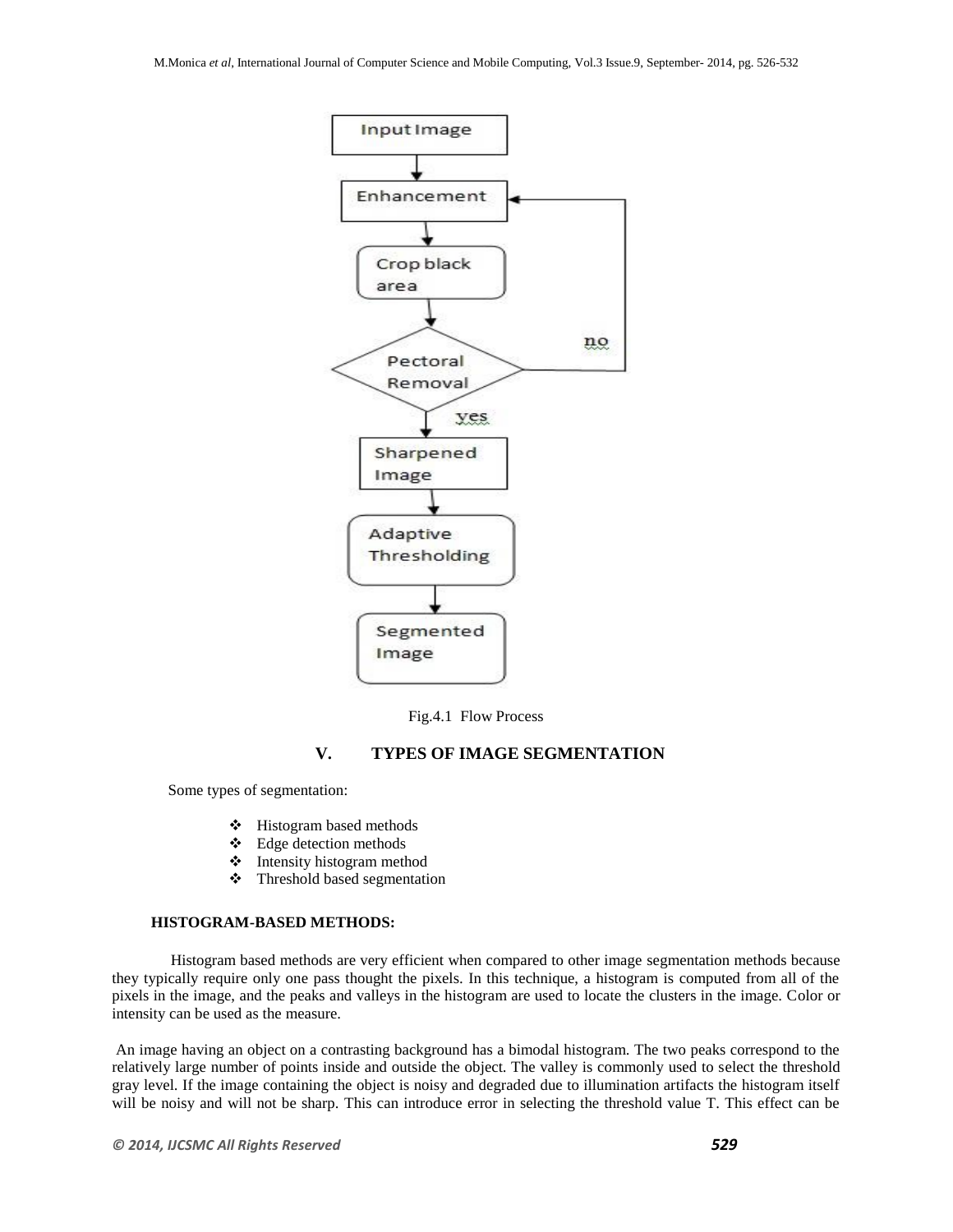Fig.4.1 Flow Process

## V. TYPES OF IMAGE SEGMENTATION

Some types of segmentation:

- Histogram based methods
- Edge detection methods
- Intensity histogram method
- Threshold based segmentation

### HISTOGRAM-BASED METHODS:

Histogram based methods are very efficient when compared to other image segmentation methods because they typically require only one pass thought the pixels. In this technique, a histogram is computed from all of the pixels in the image, and the peaks and valleys in the histogram are used to locate the clusters in the image. Color or intensity can be used as the measure.

An image having an object on a contrasting background has a bimodal histogram. The two peaks correspond to the relatively large number of points inside and outside the object. The valley is commonly used to select the threshold gray level. If the image containing the object is noisy and degraded due to illumination artifacts the histogram itself will be noisy and will not be sharp. This can introduce error in selecting the threshold value T. This effect can be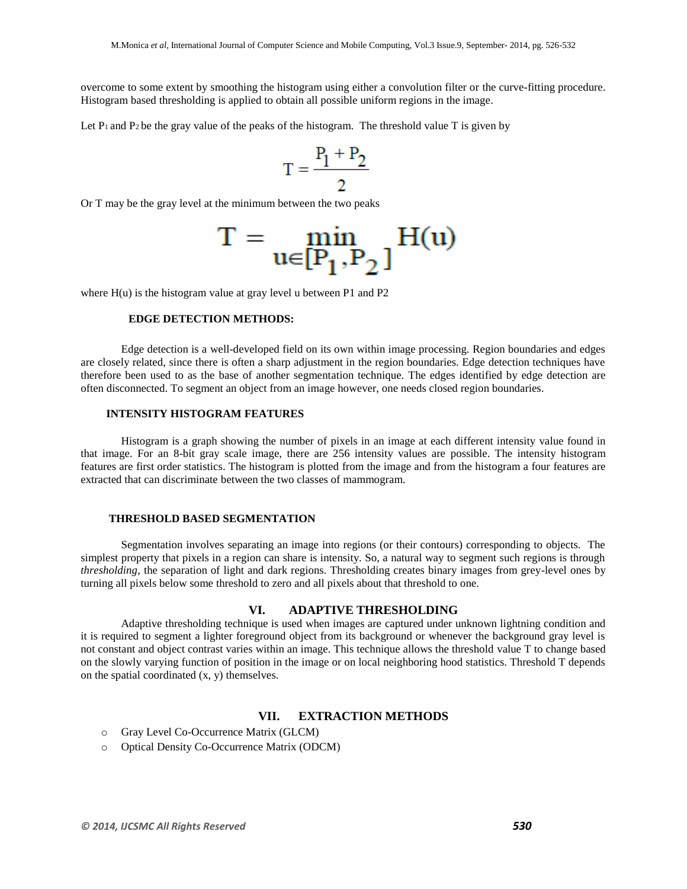overcome to some extent by smoothing the histogram using either a convolution filter or the curve-fitting procedure. Histogram based thresholding is applied to obtain all possible uniform regions in the image.

Let $P_1$ and $P_2$ be the gray value of the peaks of the histogram. The threshold value T is given by

$$T = \frac{P_1 + P_2}{2}$$

Or T may be the gray level at the minimum between the two peaks

$$T = \min_{u \in [P_1, P_2]} H(u)$$

where H(u) is the histogram value at gray level u between P1 and P2

**EDGE DETECTION METHODS:**

Edge detection is a well-developed field on its own within image processing. Region boundaries and edges are closely related, since there is often a sharp adjustment in the region boundaries. Edge detection techniques have therefore been used to as the base of another segmentation technique. The edges identified by edge detection are often disconnected. To segment an object from an image however, one needs closed region boundaries.

**INTENSITY HISTOGRAM FEATURES**

Histogram is a graph showing the number of pixels in an image at each different intensity value found in that image. For an 8-bit gray scale image, there are 256 intensity values are possible. The intensity histogram features are first order statistics. The histogram is plotted from the image and from the histogram a four features are extracted that can discriminate between the two classes of mammogram.

**THRESHOLD BASED SEGMENTATION**

Segmentation involves separating an image into regions (or their contours) corresponding to objects. The simplest property that pixels in a region can share is intensity. So, a natural way to segment such regions is through *thresholding*, the separation of light and dark regions. Thresholding creates binary images from grey-level ones by turning all pixels below some threshold to zero and all pixels about that threshold to one.

## VI. ADAPTIVE THRESHOLDING

Adaptive thresholding technique is used when images are captured under unknown lightning condition and it is required to segment a lighter foreground object from its background or whenever the background gray level is not constant and object contrast varies within an image. This technique allows the threshold value T to change based on the slowly varying function of position in the image or on local neighboring hood statistics. Threshold T depends on the spatial coordinated (x, y) themselves.

## VII. EXTRACTION METHODS

- Gray Level Co-Occurrence Matrix (GLCM)
- Optical Density Co-Occurrence Matrix (ODCM)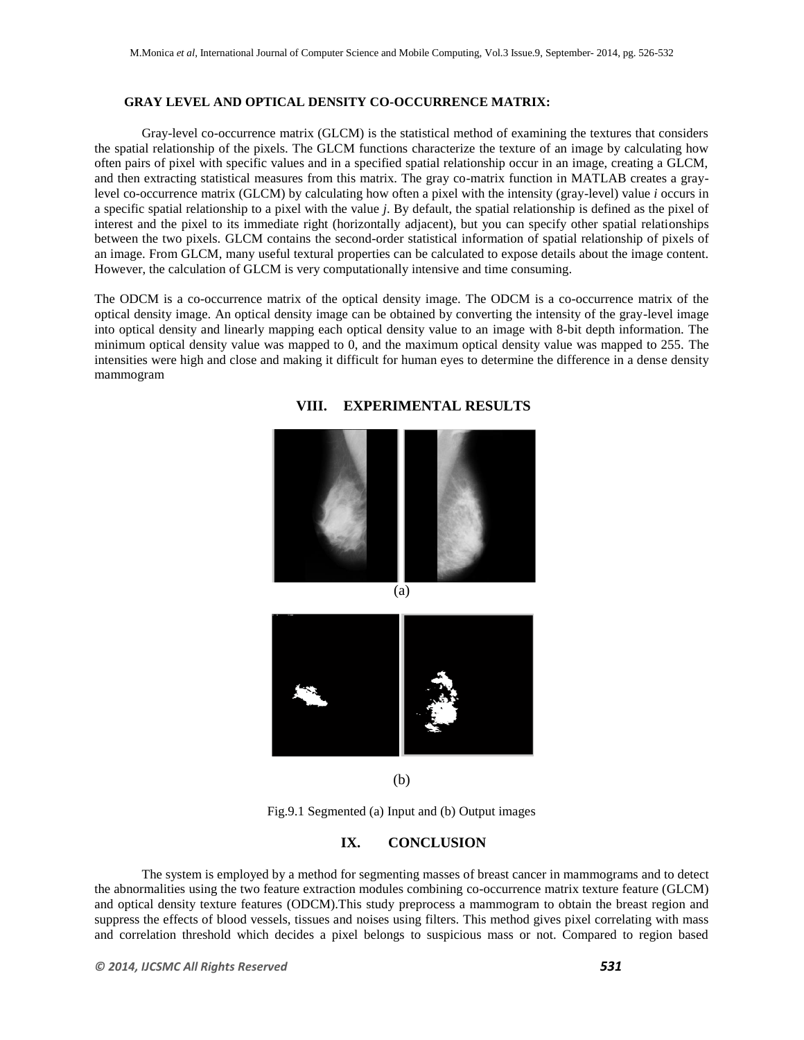**GRAY LEVEL AND OPTICAL DENSITY CO-OCCURRENCE MATRIX:**

Gray-level co-occurrence matrix (GLCM) is the statistical method of examining the textures that considers the spatial relationship of the pixels. The GLCM functions characterize the texture of an image by calculating how often pairs of pixel with specific values and in a specified spatial relationship occur in an image, creating a GLCM, and then extracting statistical measures from this matrix. The gray co-matrix function in MATLAB creates a gray-level co-occurrence matrix (GLCM) by calculating how often a pixel with the intensity (gray-level) value *i* occurs in a specific spatial relationship to a pixel with the value *j*. By default, the spatial relationship is defined as the pixel of interest and the pixel to its immediate right (horizontally adjacent), but you can specify other spatial relationships between the two pixels. GLCM contains the second-order statistical information of spatial relationship of pixels of an image. From GLCM, many useful textural properties can be calculated to expose details about the image content. However, the calculation of GLCM is very computationally intensive and time consuming.

The ODCM is a co-occurrence matrix of the optical density image. The ODCM is a co-occurrence matrix of the optical density image. An optical density image can be obtained by converting the intensity of the gray-level image into optical density and linearly mapping each optical density value to an image with 8-bit depth information. The minimum optical density value was mapped to 0, and the maximum optical density value was mapped to 255. The intensities were high and close and making it difficult for human eyes to determine the difference in a dense density mammogram

## VIII. EXPERIMENTAL RESULTS

(a)

(b)

Fig.9.1 Segmented (a) Input and (b) Output images

## IX. CONCLUSION

The system is employed by a method for segmenting masses of breast cancer in mammograms and to detect the abnormalities using the two feature extraction modules combining co-occurrence matrix texture feature (GLCM) and optical density texture features (ODCM).This study preprocess a mammogram to obtain the breast region and suppress the effects of blood vessels, tissues and noises using filters. This method gives pixel correlating with mass and correlation threshold which decides a pixel belongs to suspicious mass or not. Compared to region based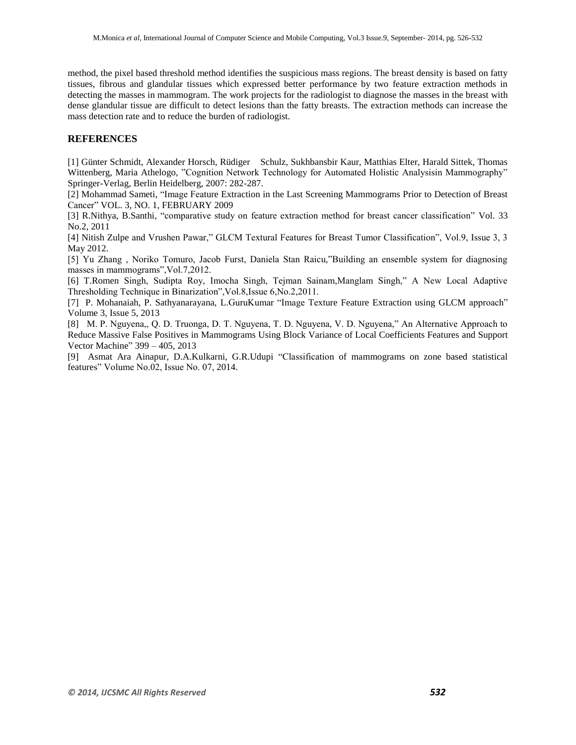method, the pixel based threshold method identifies the suspicious mass regions. The breast density is based on fatty tissues, fibrous and glandular tissues which expressed better performance by two feature extraction methods in detecting the masses in mammogram. The work projects for the radiologist to diagnose the masses in the breast with dense glandular tissue are difficult to detect lesions than the fatty breasts. The extraction methods can increase the mass detection rate and to reduce the burden of radiologist.

## REFERENCES

[1] Günter Schmidt, Alexander Horsch, Rüdiger Schulz, Sukhbansbir Kaur, Matthias Elter, Harald Sittek, Thomas Wittenberg, Maria Athelogo, "Cognition Network Technology for Automated Holistic Analysisin Mammography" Springer-Verlag, Berlin Heidelberg, 2007: 282-287.

[2] Mohammad Sameti, "Image Feature Extraction in the Last Screening Mammograms Prior to Detection of Breast Cancer" VOL. 3, NO. 1, FEBRUARY 2009

[3] R.Nithya, B.Santhi, "comparative study on feature extraction method for breast cancer classification" Vol. 33 No.2, 2011

[4] Nitish Zulpe and Vrushen Pawar," GLCM Textural Features for Breast Tumor Classification", Vol.9, Issue 3, 3 May 2012.

[5] Yu Zhang , Noriko Tomuro, Jacob Furst, Daniela Stan Raicu,"Building an ensemble system for diagnosing masses in mammograms",Vol.7,2012.

[6] T.Romen Singh, Sudipta Roy, Imocha Singh, Tejman Sainam,Manglam Singh," A New Local Adaptive Thresholding Technique in Binarization",Vol.8,Issue 6,No.2,2011.

[7] P. Mohanaiah, P. Sathyanarayana, L.GuruKumar "Image Texture Feature Extraction using GLCM approach" Volume 3, Issue 5, 2013

[8] M. P. Nguyena,, Q. D. Truonga, D. T. Nguyena, T. D. Nguyena, V. D. Nguyena," An Alternative Approach to Reduce Massive False Positives in Mammograms Using Block Variance of Local Coefficients Features and Support Vector Machine" 399 – 405, 2013

[9] Asmat Ara Ainapur, D.A.Kulkarni, G.R.Udupi "Classification of mammograms on zone based statistical features" Volume No.02, Issue No. 07, 2014.